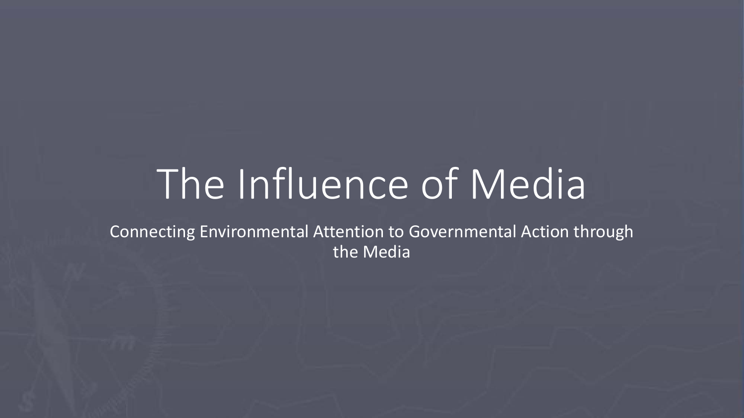# The Influence of Media

Connecting Environmental Attention to Governmental Action through the Media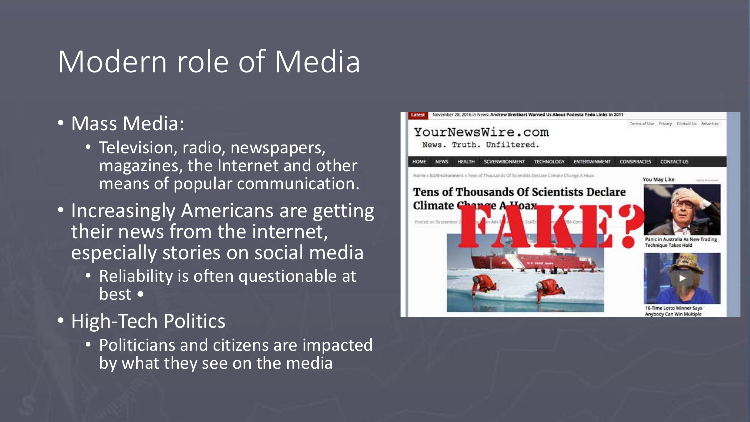# Modern role of Media

- Mass Media:
  - Television, radio, newspapers, magazines, the Internet and other means of popular communication.
- Increasingly Americans are getting their news from the internet, especially stories on social media
  - Reliability is often questionable at best •
- High-Tech Politics
  - Politicians and citizens are impacted by what they see on the media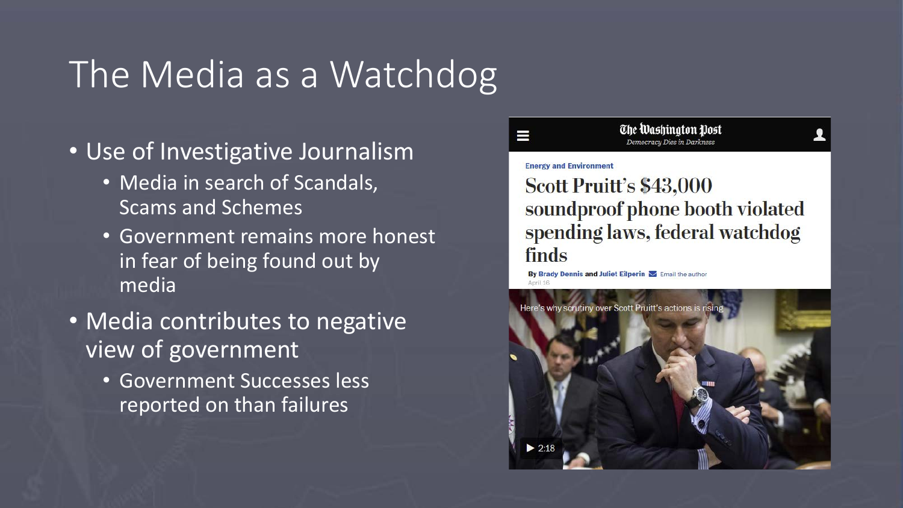# The Media as a Watchdog

- Use of Investigative Journalism
  - Media in search of Scandals, Scams and Schemes
  - Government remains more honest in fear of being found out by media
- Media contributes to negative view of government
  - Government Successes less reported on than failures

The Washington Post
*Democracy Dies in Darkness*

Energy and Environment

**Scott Pruitt's $43,000 soundproof phone booth violated spending laws, federal watchdog finds**

By Brady Dennis and Juliet Eilperin Email the author

April 16

Here's why scrutiny over Scott Pruitt's actions is rising

2:18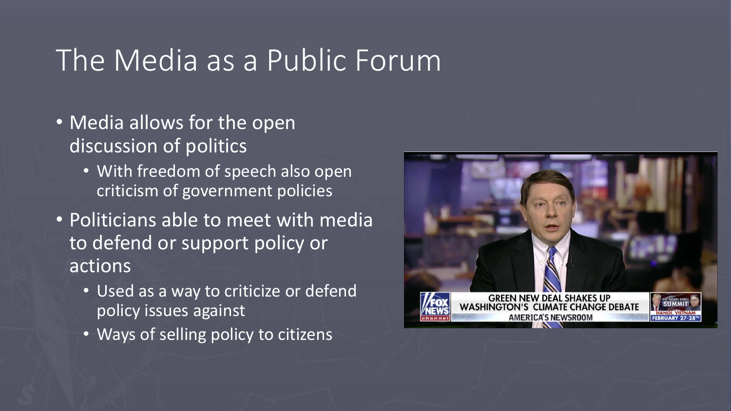# The Media as a Public Forum

- Media allows for the open discussion of politics
  - With freedom of speech also open criticism of government policies
- Politicians able to meet with media to defend or support policy or actions
  - Used as a way to criticize or defend policy issues against
  - Ways of selling policy to citizens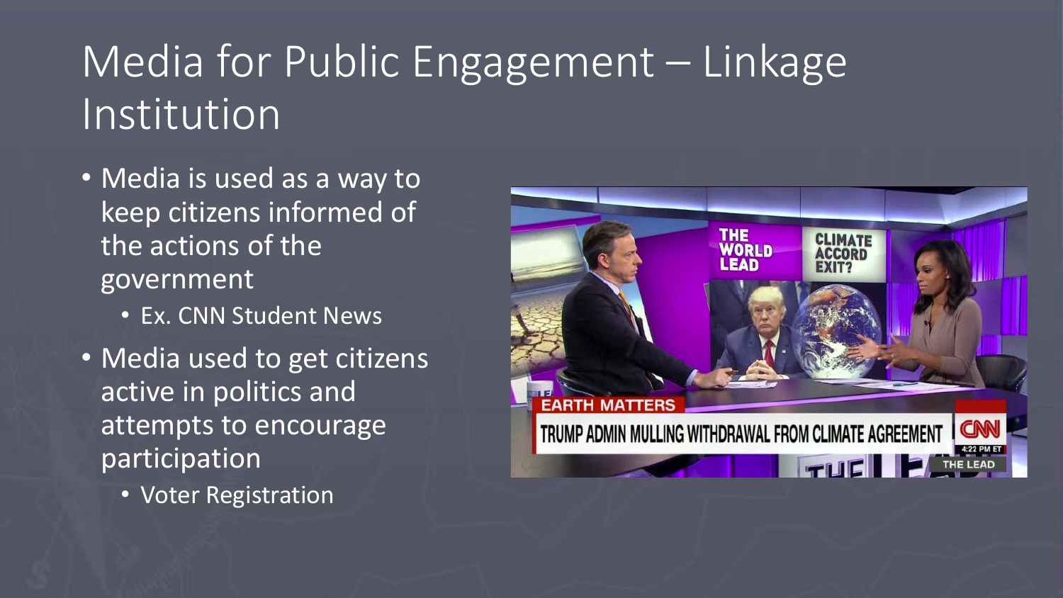# Media for Public Engagement – Linkage Institution

- Media is used as a way to keep citizens informed of the actions of the government
  - Ex. CNN Student News
- Media used to get citizens active in politics and attempts to encourage participation
  - Voter Registration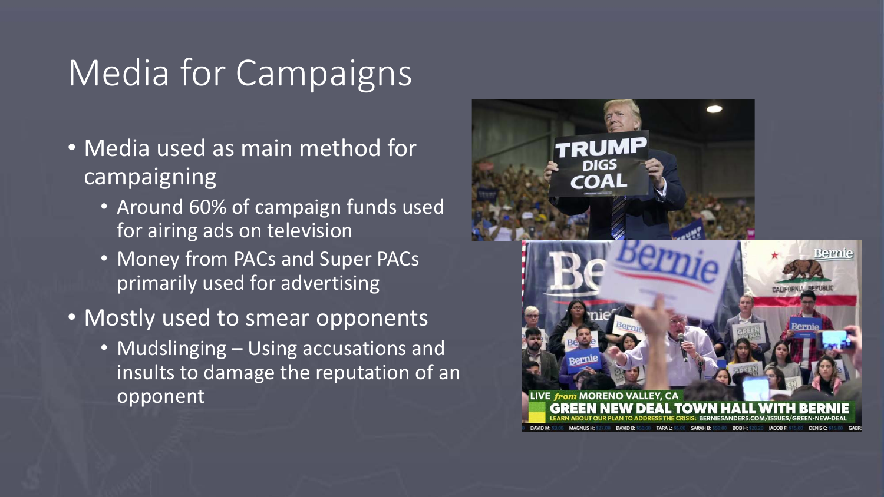# Media for Campaigns

- Media used as main method for campaigning
  - Around 60% of campaign funds used for airing ads on television
  - Money from PACs and Super PACs primarily used for advertising
- Mostly used to smear opponents
  - Mudslinging – Using accusations and insults to damage the reputation of an opponent